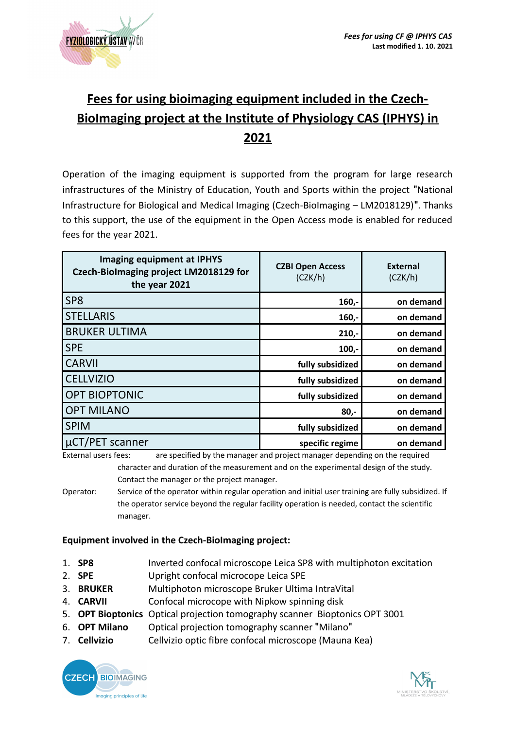# Fees for using bioimaging equipment included in the Czech-BioImaging project at the Institute of Physiology CAS (IPHYS) in 2021

Operation of the imaging equipment is supported from the program for large research infrastructures of the Ministry of Education, Youth and Sports within the project "National Infrastructure for Biological and Medical Imaging (Czech-BioImaging – LM2018129)". Thanks to this support, the use of the equipment in the Open Access mode is enabled for reduced fees for the year 2021.

| Imaging equipment at IPHYS Czech-BioImaging project LM2018129 for the year 2021 | CZBI Open Access (CZK/h) | External (CZK/h) |
|---|---|---|
| SP8 | 160,- | on demand |
| STELLARIS | 160,- | on demand |
| BRUKER ULTIMA | 210,- | on demand |
| SPE | 100,- | on demand |
| CARVII | fully subsidized | on demand |
| CELLVIZIO | fully subsidized | on demand |
| OPT BIOPTONIC | fully subsidized | on demand |
| OPT MILANO | 80,- | on demand |
| SPIM | fully subsidized | on demand |
| µCT/PET scanner | specific regime | on demand |

External users fees: are specified by the manager and project manager depending on the required character and duration of the measurement and on the experimental design of the study. Contact the manager or the project manager.

Operator: Service of the operator within regular operation and initial user training are fully subsidized. If the operator service beyond the regular facility operation is needed, contact the scientific manager.

**Equipment involved in the Czech-BioImaging project:**

1. **SP8** Inverted confocal microscope Leica SP8 with multiphoton excitation
2. **SPE** Upright confocal microcope Leica SPE
3. **BRUKER** Multiphoton microscope Bruker Ultima IntraVital
4. **CARVII** Confocal microcope with Nipkow spinning disk
5. **OPT Bioptonics** Optical projection tomography scanner Bioptonics OPT 3001
6. **OPT Milano** Optical projection tomography scanner "Milano"
7. **Cellvizio** Cellvizio optic fibre confocal microscope (Mauna Kea)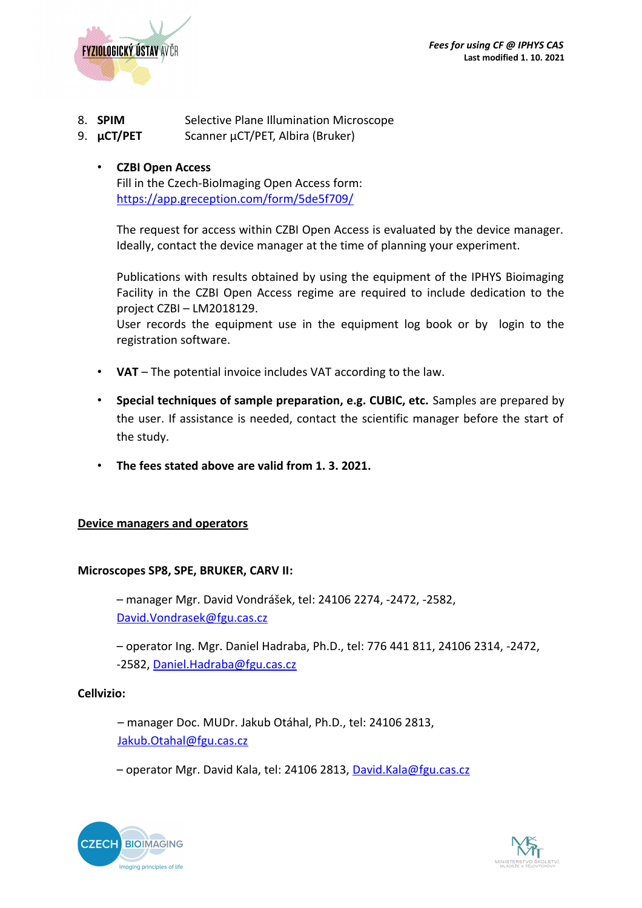8. **SPIM** Selective Plane Illumination Microscope
9. **µCT/PET** Scanner µCT/PET, Albira (Bruker)

- **CZBI Open Access**
  Fill in the Czech-BioImaging Open Access form:
  [https://app.greception.com/form/5de5f709/](https://app.greception.com/form/5de5f709/)

  The request for access within CZBI Open Access is evaluated by the device manager. Ideally, contact the device manager at the time of planning your experiment.

  Publications with results obtained by using the equipment of the IPHYS Bioimaging Facility in the CZBI Open Access regime are required to include dedication to the project CZBI – LM2018129.
  User records the equipment use in the equipment log book or by login to the registration software.

- **VAT** – The potential invoice includes VAT according to the law.

- **Special techniques of sample preparation, e.g. CUBIC, etc.** Samples are prepared by the user. If assistance is needed, contact the scientific manager before the start of the study.

- **The fees stated above are valid from 1. 3. 2021.**

## <u>Device managers and operators</u>

**Microscopes SP8, SPE, BRUKER, CARV II:**

– manager Mgr. David Vondrášek, tel: 24106 2274, -2472, -2582, [David.Vondrasek@fgu.cas.cz](mailto:David.Vondrasek@fgu.cas.cz)

– operator Ing. Mgr. Daniel Hadraba, Ph.D., tel: 776 441 811, 24106 2314, -2472, -2582, [Daniel.Hadraba@fgu.cas.cz](mailto:Daniel.Hadraba@fgu.cas.cz)

**Cellvizio:**

– manager Doc. MUDr. Jakub Otáhal, Ph.D., tel: 24106 2813, [Jakub.Otahal@fgu.cas.cz](mailto:Jakub.Otahal@fgu.cas.cz)

– operator Mgr. David Kala, tel: 24106 2813, [David.Kala@fgu.cas.cz](mailto:David.Kala@fgu.cas.cz)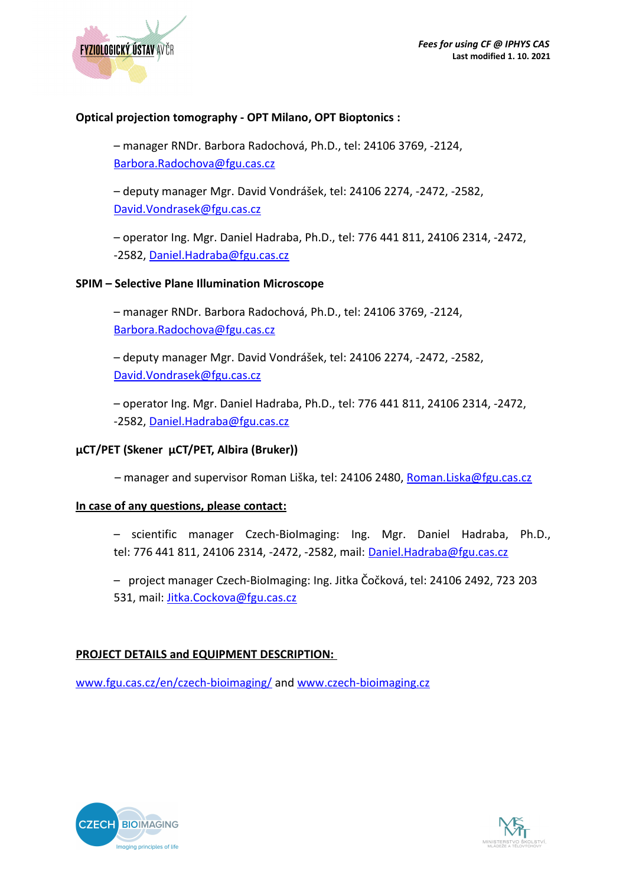**Optical projection tomography - OPT Milano, OPT Bioptonics :**

– manager RNDr. Barbora Radochová, Ph.D., tel: 24106 3769, -2124, Barbora.Radochova@fgu.cas.cz

– deputy manager Mgr. David Vondrášek, tel: 24106 2274, -2472, -2582, David.Vondrasek@fgu.cas.cz

– operator Ing. Mgr. Daniel Hadraba, Ph.D., tel: 776 441 811, 24106 2314, -2472, -2582, Daniel.Hadraba@fgu.cas.cz

**SPIM – Selective Plane Illumination Microscope**

– manager RNDr. Barbora Radochová, Ph.D., tel: 24106 3769, -2124, Barbora.Radochova@fgu.cas.cz

– deputy manager Mgr. David Vondrášek, tel: 24106 2274, -2472, -2582, David.Vondrasek@fgu.cas.cz

– operator Ing. Mgr. Daniel Hadraba, Ph.D., tel: 776 441 811, 24106 2314, -2472, -2582, Daniel.Hadraba@fgu.cas.cz

**µCT/PET (Skener µCT/PET, Albira (Bruker))**

– manager and supervisor Roman Liška, tel: 24106 2480, Roman.Liska@fgu.cas.cz

**In case of any questions, please contact:**

– scientific manager Czech-BioImaging: Ing. Mgr. Daniel Hadraba, Ph.D., tel: 776 441 811, 24106 2314, -2472, -2582, mail: Daniel.Hadraba@fgu.cas.cz

– project manager Czech-BioImaging: Ing. Jitka Čočková, tel: 24106 2492, 723 203 531, mail: Jitka.Cockova@fgu.cas.cz

**PROJECT DETAILS and EQUIPMENT DESCRIPTION:**

www.fgu.cas.cz/en/czech-bioimaging/ and www.czech-bioimaging.cz